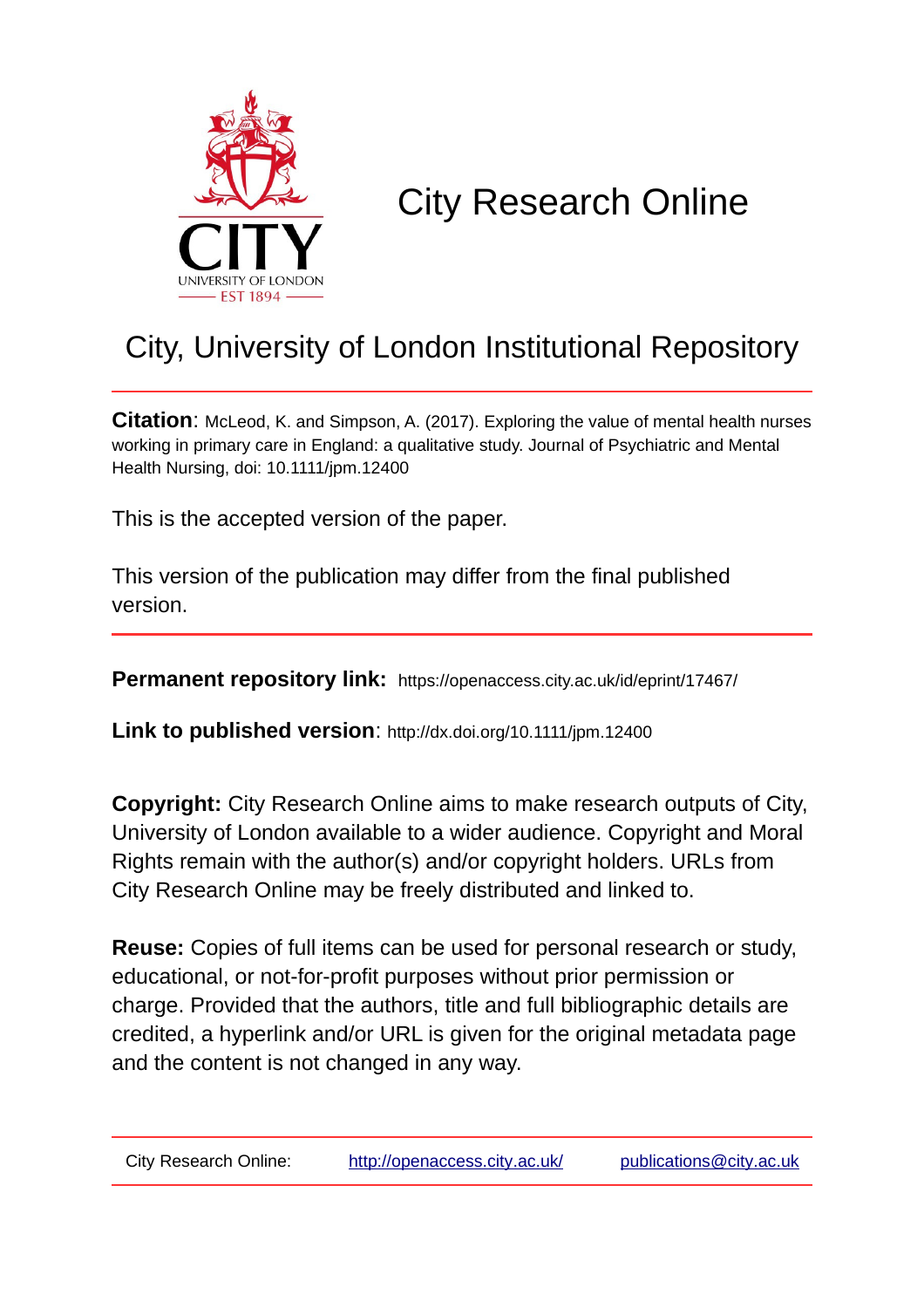# City Research Online

## City, University of London Institutional Repository

**Citation**: McLeod, K. and Simpson, A. (2017). Exploring the value of mental health nurses working in primary care in England: a qualitative study. Journal of Psychiatric and Mental Health Nursing, doi: 10.1111/jpm.12400

This is the accepted version of the paper.

This version of the publication may differ from the final published version.

**Permanent repository link:** https://openaccess.city.ac.uk/id/eprint/17467/

**Link to published version**: http://dx.doi.org/10.1111/jpm.12400

**Copyright:** City Research Online aims to make research outputs of City, University of London available to a wider audience. Copyright and Moral Rights remain with the author(s) and/or copyright holders. URLs from City Research Online may be freely distributed and linked to.

**Reuse:** Copies of full items can be used for personal research or study, educational, or not-for-profit purposes without prior permission or charge. Provided that the authors, title and full bibliographic details are credited, a hyperlink and/or URL is given for the original metadata page and the content is not changed in any way.

City Research Online: http://openaccess.city.ac.uk/ publications@city.ac.uk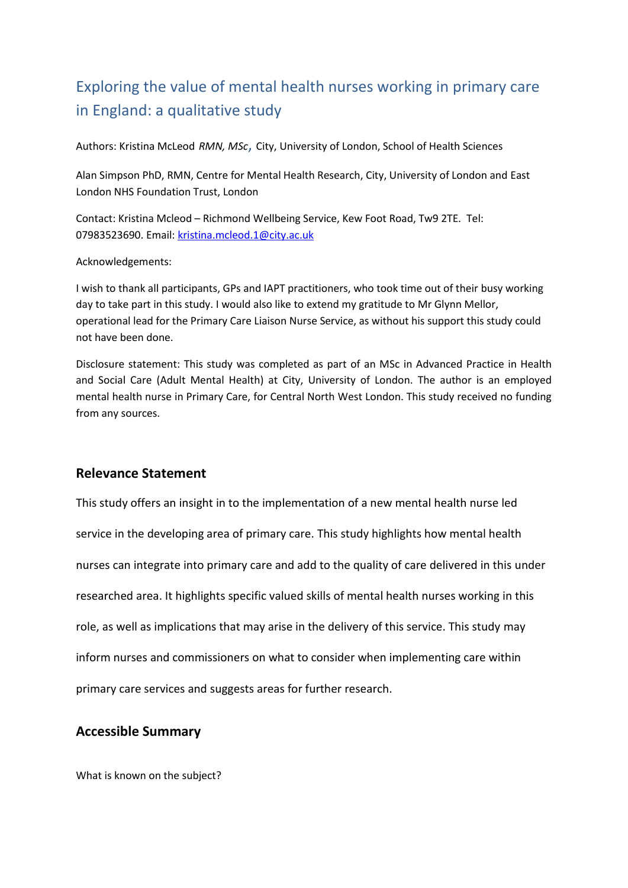# Exploring the value of mental health nurses working in primary care in England: a qualitative study

Authors: Kristina McLeod *RMN, MSc*, City, University of London, School of Health Sciences

Alan Simpson PhD, RMN, Centre for Mental Health Research, City, University of London and East London NHS Foundation Trust, London

Contact: Kristina Mcleod – Richmond Wellbeing Service, Kew Foot Road, Tw9 2TE. Tel: 07983523690. Email: kristina.mcleod.1@city.ac.uk

Acknowledgements:

I wish to thank all participants, GPs and IAPT practitioners, who took time out of their busy working day to take part in this study. I would also like to extend my gratitude to Mr Glynn Mellor, operational lead for the Primary Care Liaison Nurse Service, as without his support this study could not have been done.

Disclosure statement: This study was completed as part of an MSc in Advanced Practice in Health and Social Care (Adult Mental Health) at City, University of London. The author is an employed mental health nurse in Primary Care, for Central North West London. This study received no funding from any sources.

## Relevance Statement

This study offers an insight in to the implementation of a new mental health nurse led service in the developing area of primary care. This study highlights how mental health nurses can integrate into primary care and add to the quality of care delivered in this under researched area. It highlights specific valued skills of mental health nurses working in this role, as well as implications that may arise in the delivery of this service. This study may inform nurses and commissioners on what to consider when implementing care within primary care services and suggests areas for further research.

## Accessible Summary

What is known on the subject?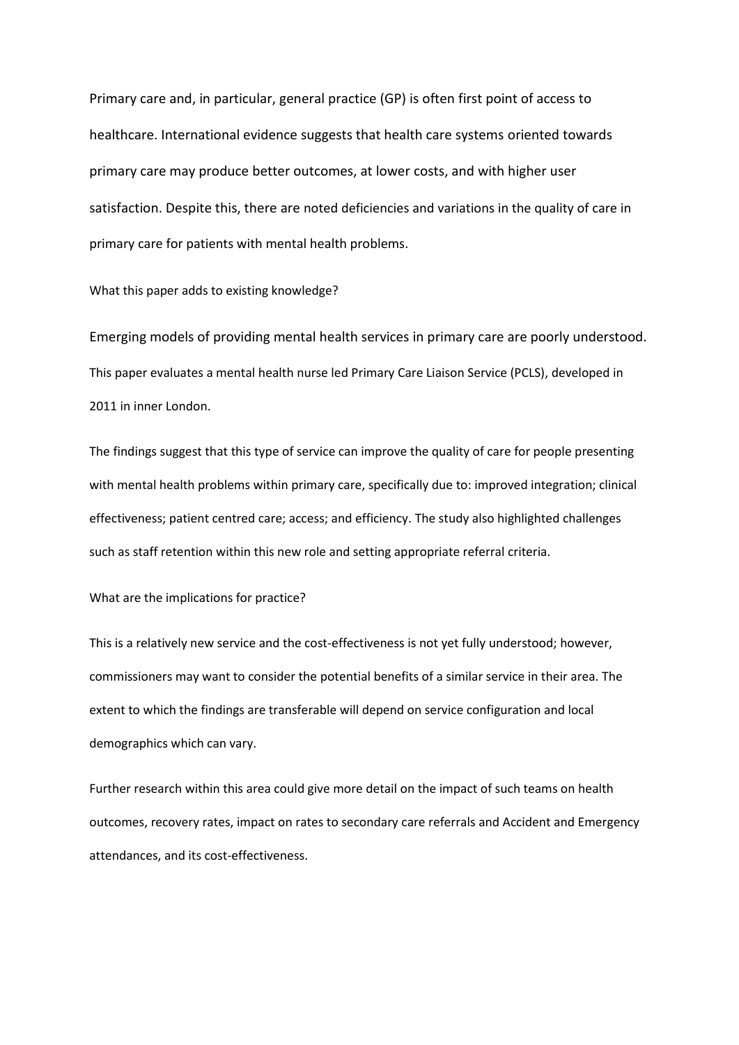Primary care and, in particular, general practice (GP) is often first point of access to healthcare. International evidence suggests that health care systems oriented towards primary care may produce better outcomes, at lower costs, and with higher user satisfaction. Despite this, there are noted deficiencies and variations in the quality of care in primary care for patients with mental health problems.

What this paper adds to existing knowledge?

Emerging models of providing mental health services in primary care are poorly understood. This paper evaluates a mental health nurse led Primary Care Liaison Service (PCLS), developed in 2011 in inner London.

The findings suggest that this type of service can improve the quality of care for people presenting with mental health problems within primary care, specifically due to: improved integration; clinical effectiveness; patient centred care; access; and efficiency. The study also highlighted challenges such as staff retention within this new role and setting appropriate referral criteria.

What are the implications for practice?

This is a relatively new service and the cost-effectiveness is not yet fully understood; however, commissioners may want to consider the potential benefits of a similar service in their area. The extent to which the findings are transferable will depend on service configuration and local demographics which can vary.

Further research within this area could give more detail on the impact of such teams on health outcomes, recovery rates, impact on rates to secondary care referrals and Accident and Emergency attendances, and its cost-effectiveness.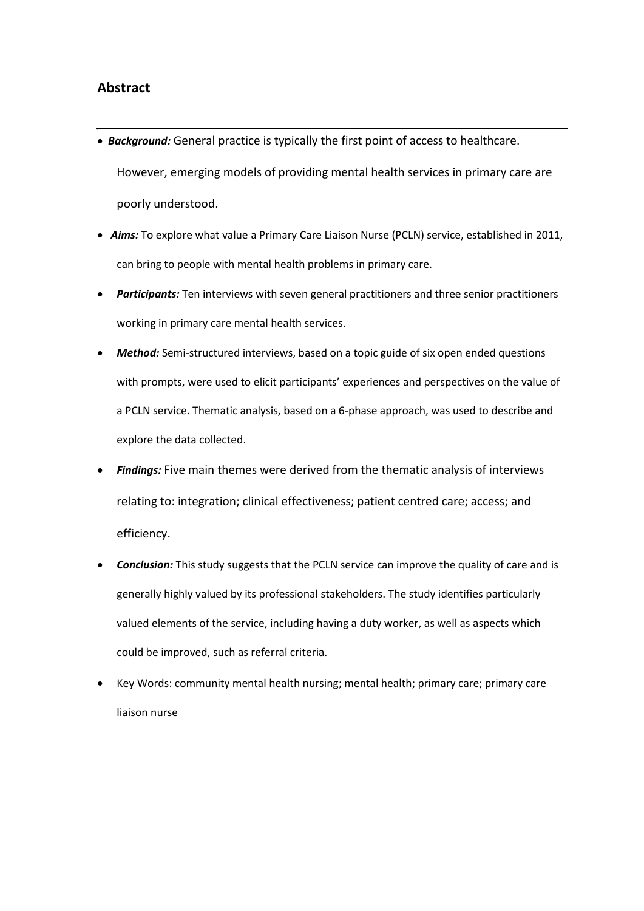## Abstract

- ***Background:*** General practice is typically the first point of access to healthcare. However, emerging models of providing mental health services in primary care are poorly understood.
- ***Aims:*** To explore what value a Primary Care Liaison Nurse (PCLN) service, established in 2011, can bring to people with mental health problems in primary care.
- ***Participants:*** Ten interviews with seven general practitioners and three senior practitioners working in primary care mental health services.
- ***Method:*** Semi-structured interviews, based on a topic guide of six open ended questions with prompts, were used to elicit participants' experiences and perspectives on the value of a PCLN service. Thematic analysis, based on a 6-phase approach, was used to describe and explore the data collected.
- ***Findings:*** Five main themes were derived from the thematic analysis of interviews relating to: integration; clinical effectiveness; patient centred care; access; and efficiency.
- ***Conclusion:*** This study suggests that the PCLN service can improve the quality of care and is generally highly valued by its professional stakeholders. The study identifies particularly valued elements of the service, including having a duty worker, as well as aspects which could be improved, such as referral criteria.

---

- Key Words: community mental health nursing; mental health; primary care; primary care liaison nurse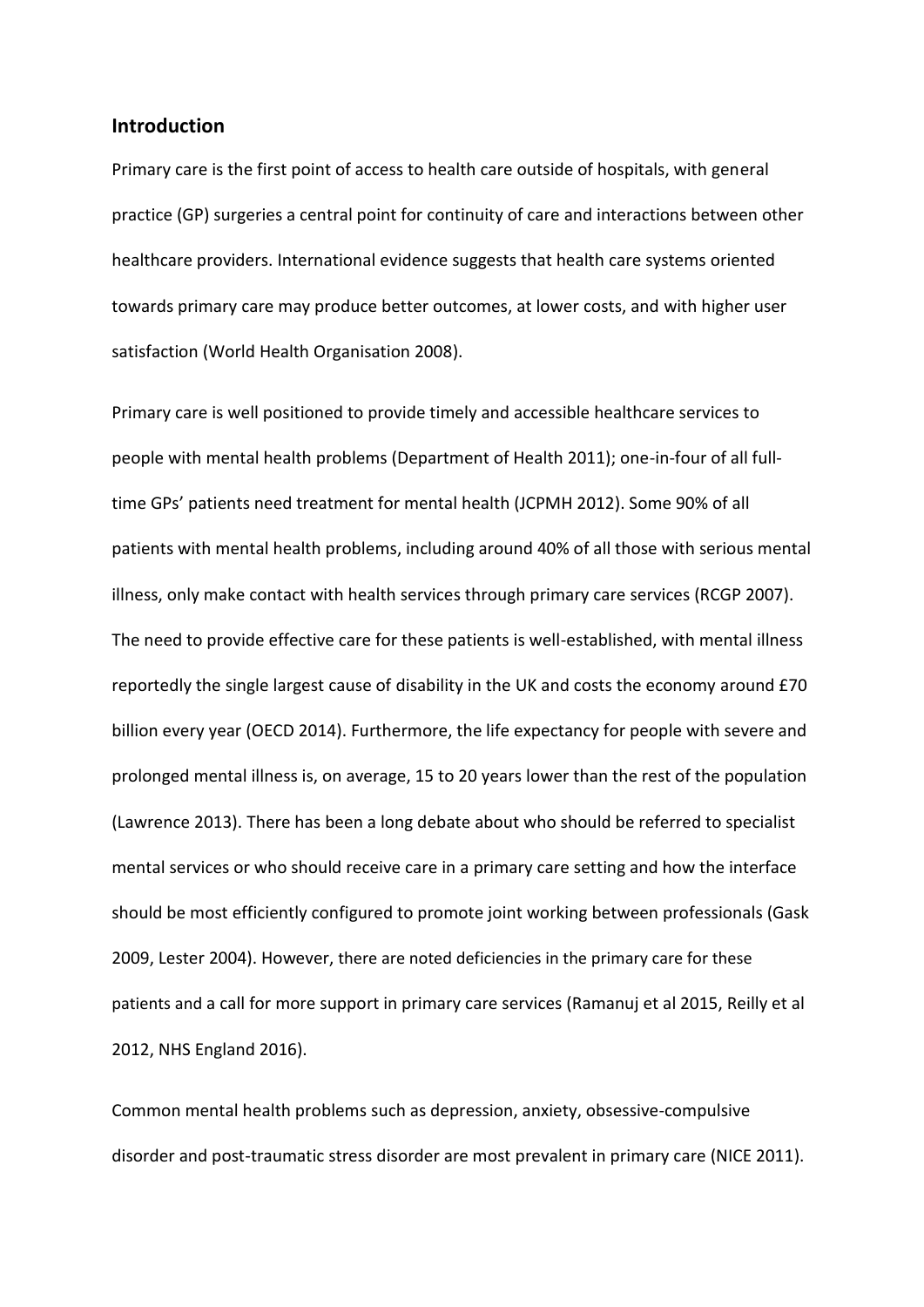## Introduction

Primary care is the first point of access to health care outside of hospitals, with general practice (GP) surgeries a central point for continuity of care and interactions between other healthcare providers. International evidence suggests that health care systems oriented towards primary care may produce better outcomes, at lower costs, and with higher user satisfaction (World Health Organisation 2008).

Primary care is well positioned to provide timely and accessible healthcare services to people with mental health problems (Department of Health 2011); one-in-four of all full-time GPs' patients need treatment for mental health (JCPMH 2012). Some 90% of all patients with mental health problems, including around 40% of all those with serious mental illness, only make contact with health services through primary care services (RCGP 2007). The need to provide effective care for these patients is well-established, with mental illness reportedly the single largest cause of disability in the UK and costs the economy around £70 billion every year (OECD 2014). Furthermore, the life expectancy for people with severe and prolonged mental illness is, on average, 15 to 20 years lower than the rest of the population (Lawrence 2013). There has been a long debate about who should be referred to specialist mental services or who should receive care in a primary care setting and how the interface should be most efficiently configured to promote joint working between professionals (Gask 2009, Lester 2004). However, there are noted deficiencies in the primary care for these patients and a call for more support in primary care services (Ramanuj et al 2015, Reilly et al 2012, NHS England 2016).

Common mental health problems such as depression, anxiety, obsessive-compulsive disorder and post-traumatic stress disorder are most prevalent in primary care (NICE 2011).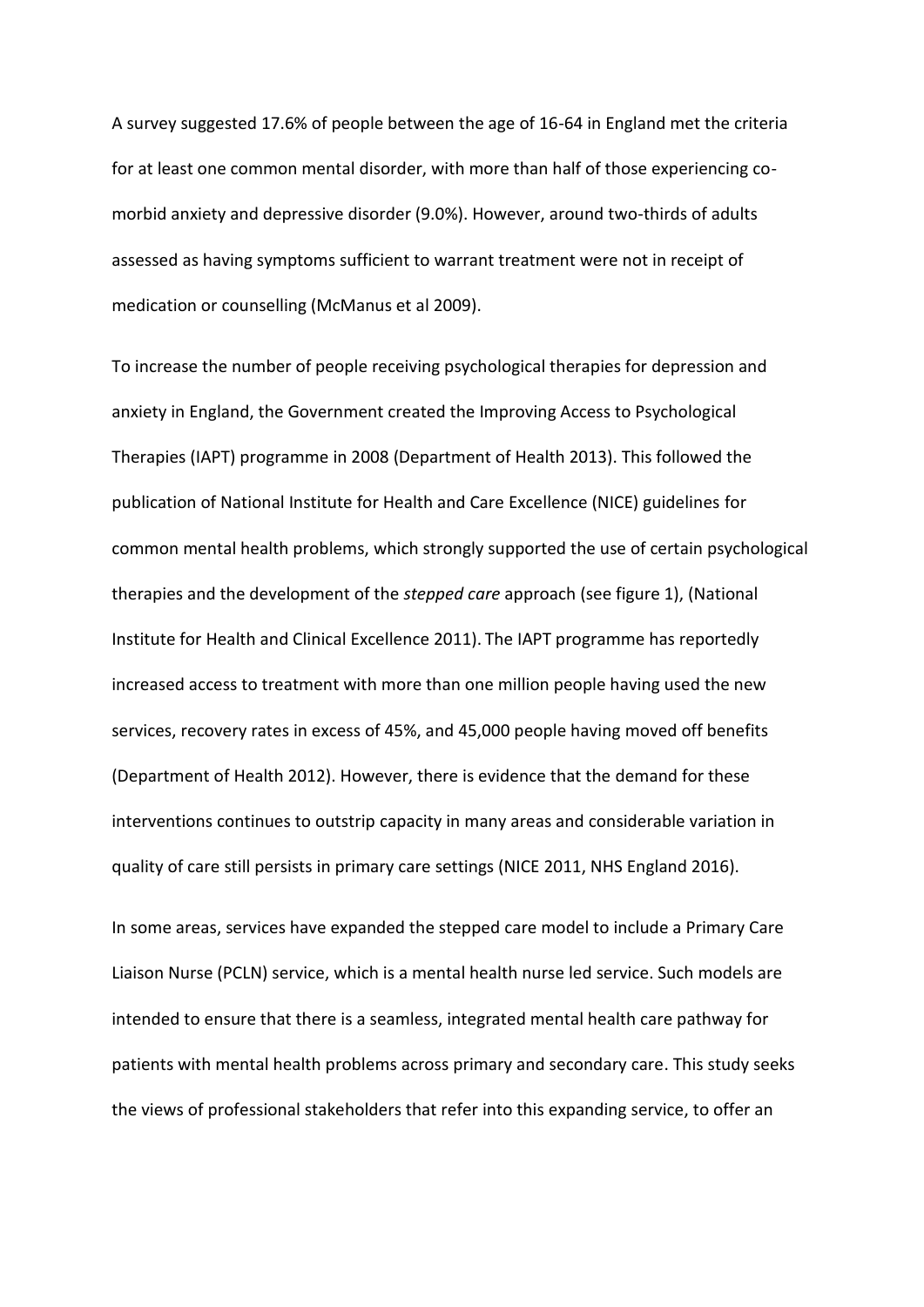A survey suggested 17.6% of people between the age of 16-64 in England met the criteria for at least one common mental disorder, with more than half of those experiencing co-morbid anxiety and depressive disorder (9.0%). However, around two-thirds of adults assessed as having symptoms sufficient to warrant treatment were not in receipt of medication or counselling (McManus et al 2009).

To increase the number of people receiving psychological therapies for depression and anxiety in England, the Government created the Improving Access to Psychological Therapies (IAPT) programme in 2008 (Department of Health 2013). This followed the publication of National Institute for Health and Care Excellence (NICE) guidelines for common mental health problems, which strongly supported the use of certain psychological therapies and the development of the *stepped care* approach (see figure 1), (National Institute for Health and Clinical Excellence 2011). The IAPT programme has reportedly increased access to treatment with more than one million people having used the new services, recovery rates in excess of 45%, and 45,000 people having moved off benefits (Department of Health 2012). However, there is evidence that the demand for these interventions continues to outstrip capacity in many areas and considerable variation in quality of care still persists in primary care settings (NICE 2011, NHS England 2016).

In some areas, services have expanded the stepped care model to include a Primary Care Liaison Nurse (PCLN) service, which is a mental health nurse led service. Such models are intended to ensure that there is a seamless, integrated mental health care pathway for patients with mental health problems across primary and secondary care. This study seeks the views of professional stakeholders that refer into this expanding service, to offer an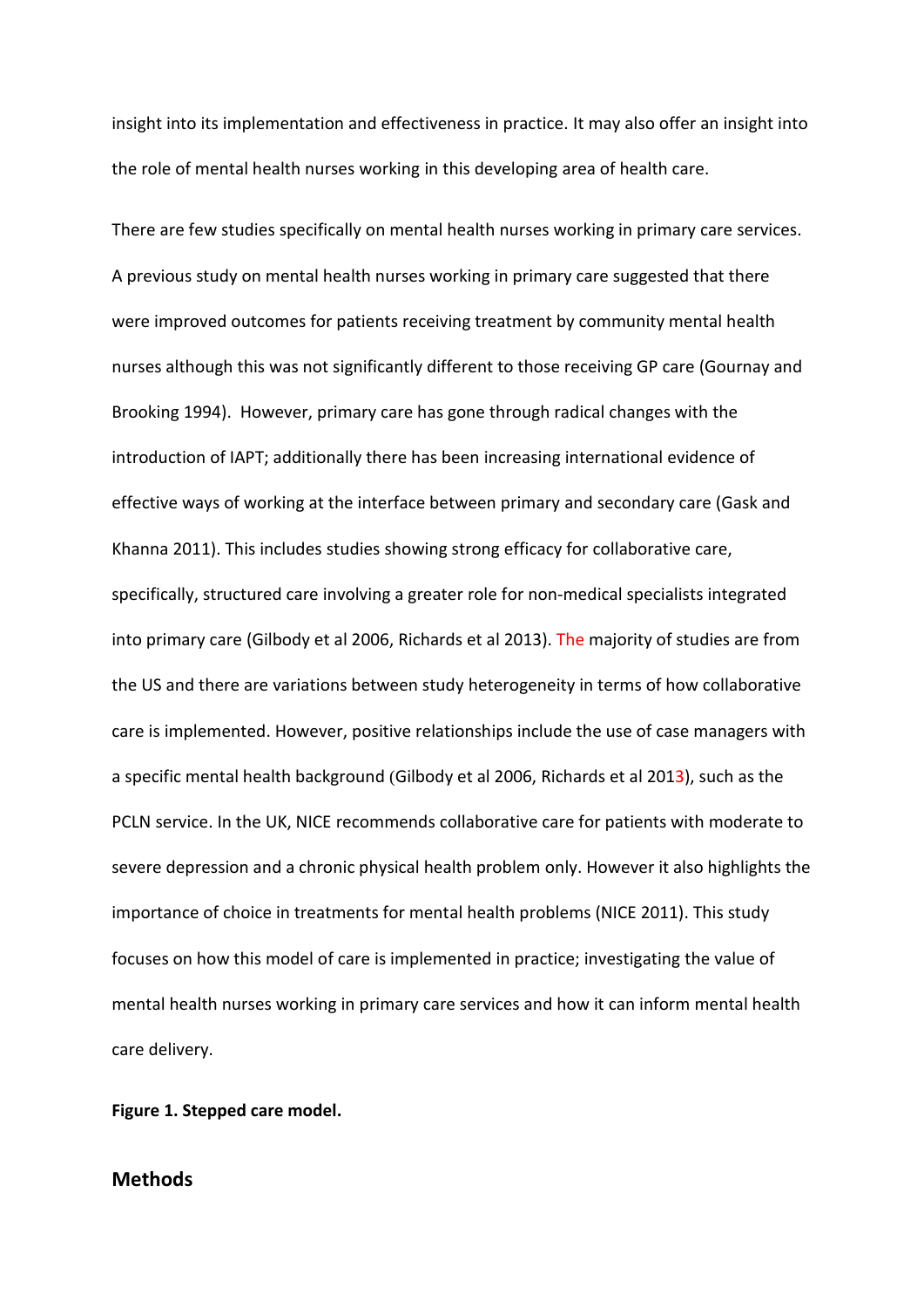insight into its implementation and effectiveness in practice. It may also offer an insight into the role of mental health nurses working in this developing area of health care.

There are few studies specifically on mental health nurses working in primary care services. A previous study on mental health nurses working in primary care suggested that there were improved outcomes for patients receiving treatment by community mental health nurses although this was not significantly different to those receiving GP care (Gournay and Brooking 1994). However, primary care has gone through radical changes with the introduction of IAPT; additionally there has been increasing international evidence of effective ways of working at the interface between primary and secondary care (Gask and Khanna 2011). This includes studies showing strong efficacy for collaborative care, specifically, structured care involving a greater role for non-medical specialists integrated into primary care (Gilbody et al 2006, Richards et al 2013). The majority of studies are from the US and there are variations between study heterogeneity in terms of how collaborative care is implemented. However, positive relationships include the use of case managers with a specific mental health background (Gilbody et al 2006, Richards et al 2013), such as the PCLN service. In the UK, NICE recommends collaborative care for patients with moderate to severe depression and a chronic physical health problem only. However it also highlights the importance of choice in treatments for mental health problems (NICE 2011). This study focuses on how this model of care is implemented in practice; investigating the value of mental health nurses working in primary care services and how it can inform mental health care delivery.

**Figure 1. Stepped care model.**

## Methods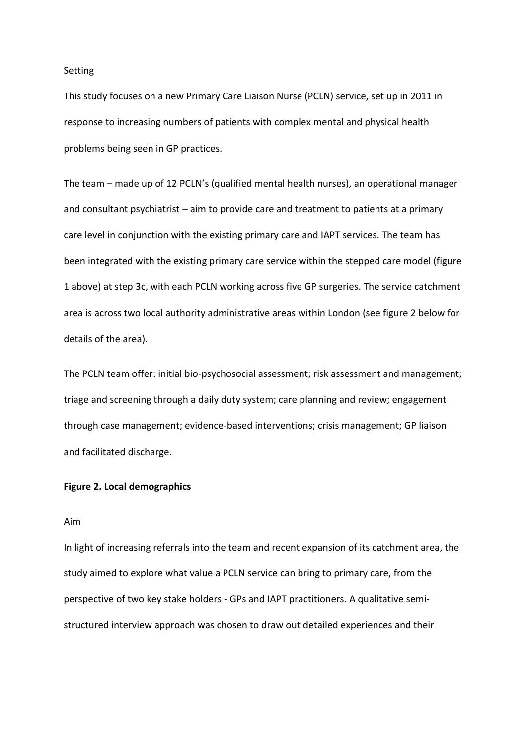Setting

This study focuses on a new Primary Care Liaison Nurse (PCLN) service, set up in 2011 in response to increasing numbers of patients with complex mental and physical health problems being seen in GP practices.

The team – made up of 12 PCLN's (qualified mental health nurses), an operational manager and consultant psychiatrist – aim to provide care and treatment to patients at a primary care level in conjunction with the existing primary care and IAPT services. The team has been integrated with the existing primary care service within the stepped care model (figure 1 above) at step 3c, with each PCLN working across five GP surgeries. The service catchment area is across two local authority administrative areas within London (see figure 2 below for details of the area).

The PCLN team offer: initial bio-psychosocial assessment; risk assessment and management; triage and screening through a daily duty system; care planning and review; engagement through case management; evidence-based interventions; crisis management; GP liaison and facilitated discharge.

**Figure 2. Local demographics**

Aim

In light of increasing referrals into the team and recent expansion of its catchment area, the study aimed to explore what value a PCLN service can bring to primary care, from the perspective of two key stake holders - GPs and IAPT practitioners. A qualitative semi-structured interview approach was chosen to draw out detailed experiences and their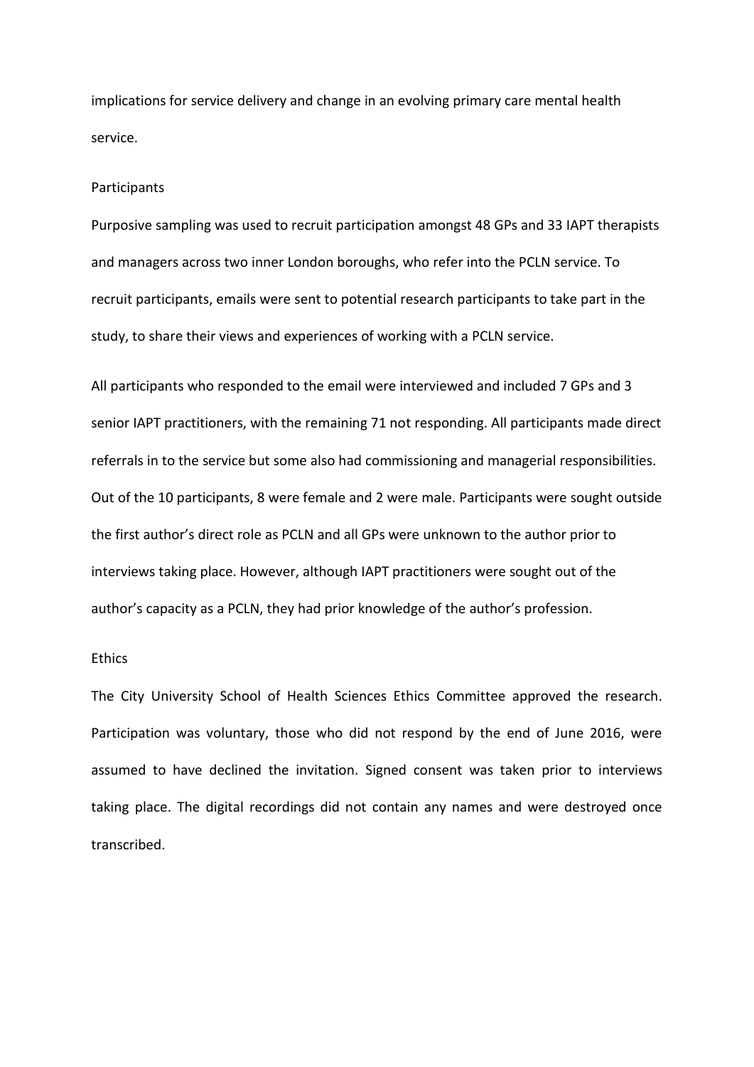implications for service delivery and change in an evolving primary care mental health service.

## Participants

Purposive sampling was used to recruit participation amongst 48 GPs and 33 IAPT therapists and managers across two inner London boroughs, who refer into the PCLN service. To recruit participants, emails were sent to potential research participants to take part in the study, to share their views and experiences of working with a PCLN service.

All participants who responded to the email were interviewed and included 7 GPs and 3 senior IAPT practitioners, with the remaining 71 not responding. All participants made direct referrals in to the service but some also had commissioning and managerial responsibilities. Out of the 10 participants, 8 were female and 2 were male. Participants were sought outside the first author's direct role as PCLN and all GPs were unknown to the author prior to interviews taking place. However, although IAPT practitioners were sought out of the author's capacity as a PCLN, they had prior knowledge of the author's profession.

## Ethics

The City University School of Health Sciences Ethics Committee approved the research. Participation was voluntary, those who did not respond by the end of June 2016, were assumed to have declined the invitation. Signed consent was taken prior to interviews taking place. The digital recordings did not contain any names and were destroyed once transcribed.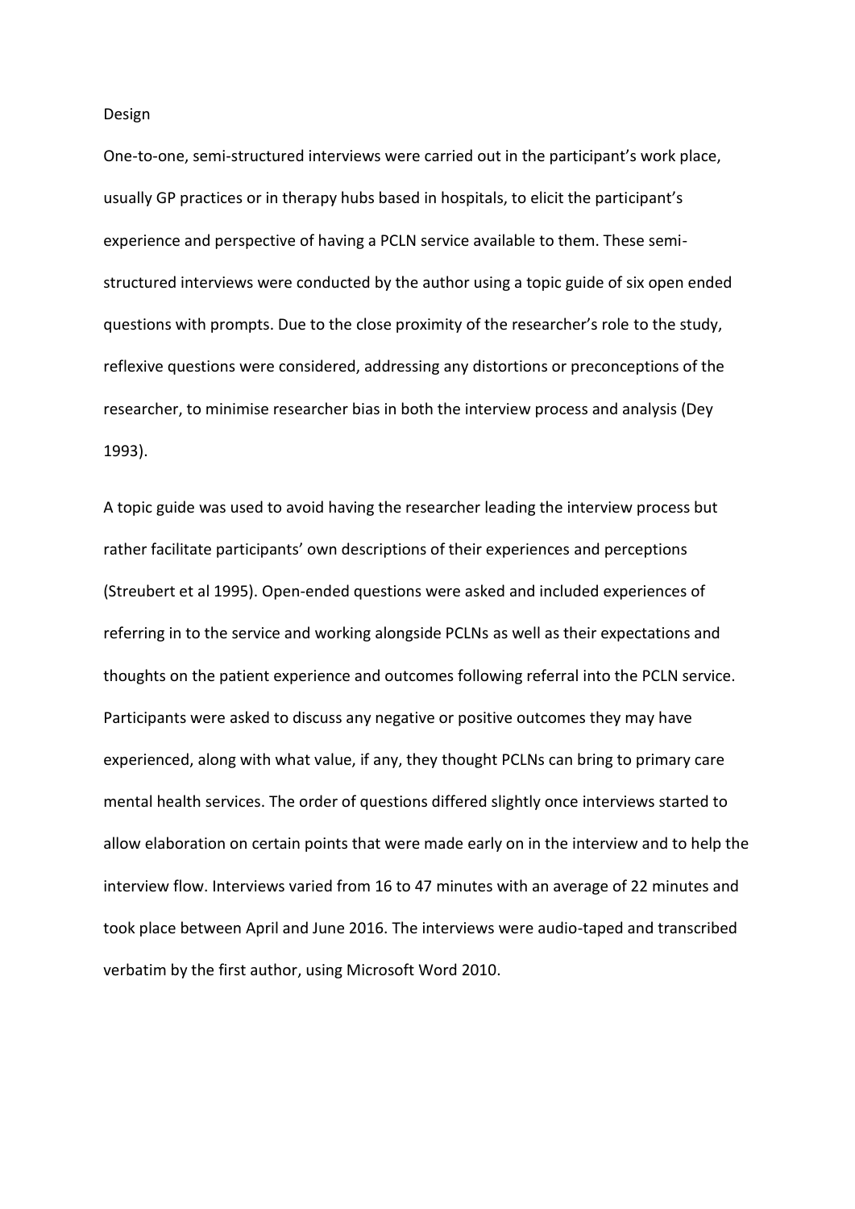## Design

One-to-one, semi-structured interviews were carried out in the participant's work place, usually GP practices or in therapy hubs based in hospitals, to elicit the participant's experience and perspective of having a PCLN service available to them. These semi-structured interviews were conducted by the author using a topic guide of six open ended questions with prompts. Due to the close proximity of the researcher's role to the study, reflexive questions were considered, addressing any distortions or preconceptions of the researcher, to minimise researcher bias in both the interview process and analysis (Dey 1993).

A topic guide was used to avoid having the researcher leading the interview process but rather facilitate participants' own descriptions of their experiences and perceptions (Streubert et al 1995). Open-ended questions were asked and included experiences of referring in to the service and working alongside PCLNs as well as their expectations and thoughts on the patient experience and outcomes following referral into the PCLN service. Participants were asked to discuss any negative or positive outcomes they may have experienced, along with what value, if any, they thought PCLNs can bring to primary care mental health services. The order of questions differed slightly once interviews started to allow elaboration on certain points that were made early on in the interview and to help the interview flow. Interviews varied from 16 to 47 minutes with an average of 22 minutes and took place between April and June 2016. The interviews were audio-taped and transcribed verbatim by the first author, using Microsoft Word 2010.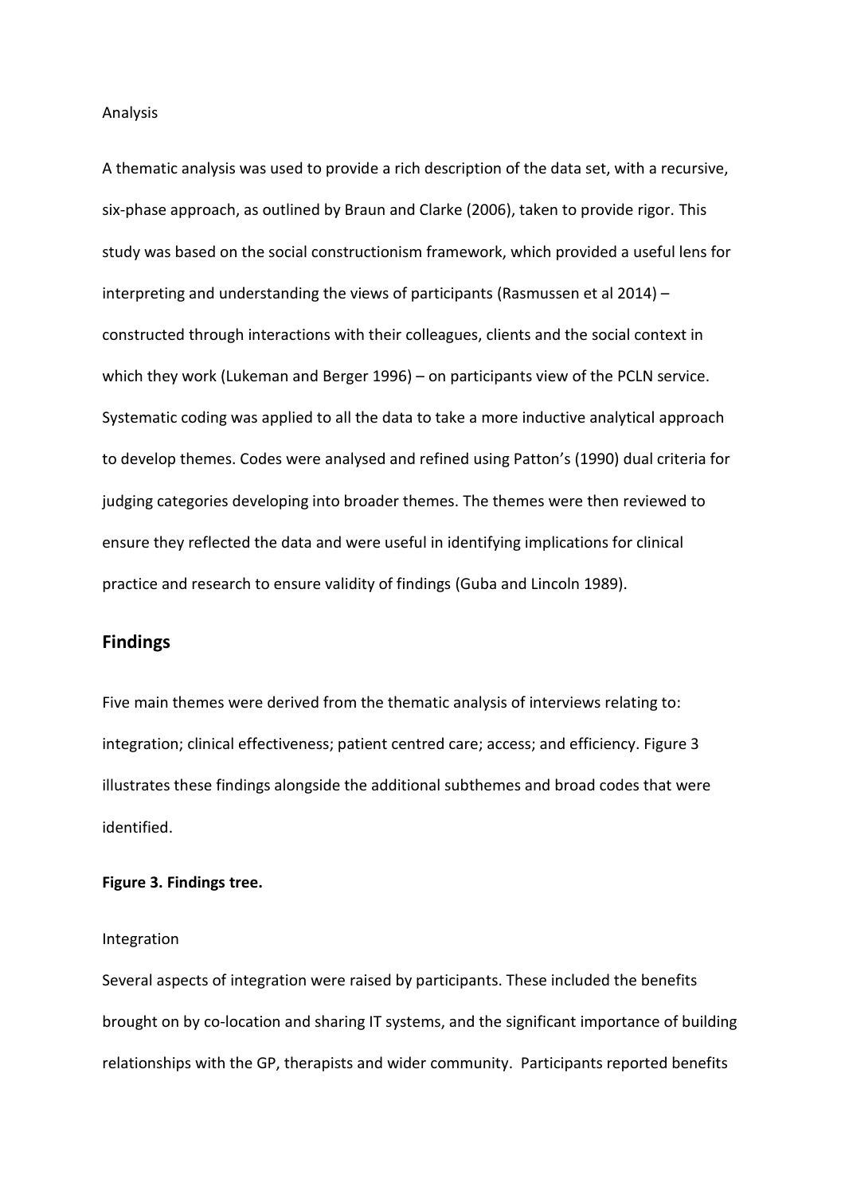Analysis

A thematic analysis was used to provide a rich description of the data set, with a recursive, six-phase approach, as outlined by Braun and Clarke (2006), taken to provide rigor. This study was based on the social constructionism framework, which provided a useful lens for interpreting and understanding the views of participants (Rasmussen et al 2014) – constructed through interactions with their colleagues, clients and the social context in which they work (Lukeman and Berger 1996) – on participants view of the PCLN service. Systematic coding was applied to all the data to take a more inductive analytical approach to develop themes. Codes were analysed and refined using Patton's (1990) dual criteria for judging categories developing into broader themes. The themes were then reviewed to ensure they reflected the data and were useful in identifying implications for clinical practice and research to ensure validity of findings (Guba and Lincoln 1989).

## Findings

Five main themes were derived from the thematic analysis of interviews relating to: integration; clinical effectiveness; patient centred care; access; and efficiency. Figure 3 illustrates these findings alongside the additional subthemes and broad codes that were identified.

**Figure 3. Findings tree.**

Integration

Several aspects of integration were raised by participants. These included the benefits brought on by co-location and sharing IT systems, and the significant importance of building relationships with the GP, therapists and wider community. Participants reported benefits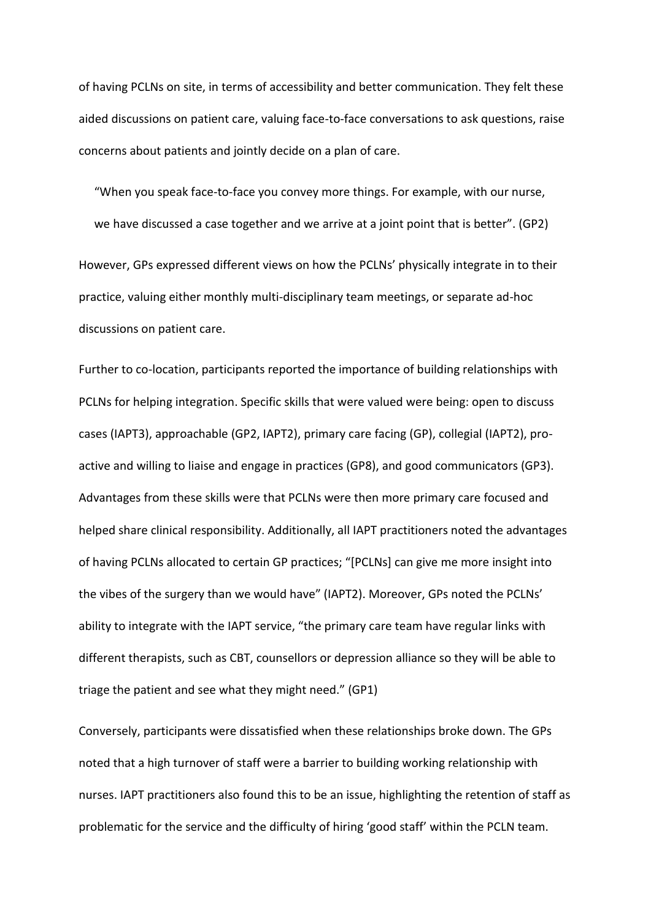of having PCLNs on site, in terms of accessibility and better communication. They felt these aided discussions on patient care, valuing face-to-face conversations to ask questions, raise concerns about patients and jointly decide on a plan of care.

> "When you speak face-to-face you convey more things. For example, with our nurse, we have discussed a case together and we arrive at a joint point that is better". (GP2)

However, GPs expressed different views on how the PCLNs' physically integrate in to their practice, valuing either monthly multi-disciplinary team meetings, or separate ad-hoc discussions on patient care.

Further to co-location, participants reported the importance of building relationships with PCLNs for helping integration. Specific skills that were valued were being: open to discuss cases (IAPT3), approachable (GP2, IAPT2), primary care facing (GP), collegial (IAPT2), pro-active and willing to liaise and engage in practices (GP8), and good communicators (GP3). Advantages from these skills were that PCLNs were then more primary care focused and helped share clinical responsibility. Additionally, all IAPT practitioners noted the advantages of having PCLNs allocated to certain GP practices; "[PCLNs] can give me more insight into the vibes of the surgery than we would have" (IAPT2). Moreover, GPs noted the PCLNs' ability to integrate with the IAPT service, "the primary care team have regular links with different therapists, such as CBT, counsellors or depression alliance so they will be able to triage the patient and see what they might need." (GP1)

Conversely, participants were dissatisfied when these relationships broke down. The GPs noted that a high turnover of staff were a barrier to building working relationship with nurses. IAPT practitioners also found this to be an issue, highlighting the retention of staff as problematic for the service and the difficulty of hiring 'good staff' within the PCLN team.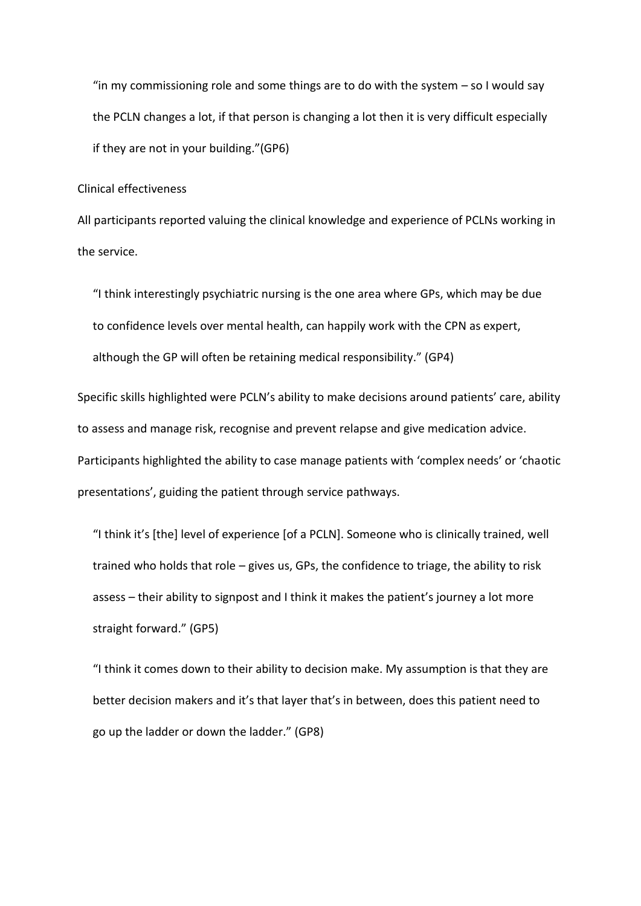> “in my commissioning role and some things are to do with the system – so I would say the PCLN changes a lot, if that person is changing a lot then it is very difficult especially if they are not in your building.”(GP6)

### Clinical effectiveness

All participants reported valuing the clinical knowledge and experience of PCLNs working in the service.

> “I think interestingly psychiatric nursing is the one area where GPs, which may be due to confidence levels over mental health, can happily work with the CPN as expert, although the GP will often be retaining medical responsibility.” (GP4)

Specific skills highlighted were PCLN’s ability to make decisions around patients’ care, ability to assess and manage risk, recognise and prevent relapse and give medication advice. Participants highlighted the ability to case manage patients with ‘complex needs’ or ‘chaotic presentations’, guiding the patient through service pathways.

> “I think it’s [the] level of experience [of a PCLN]. Someone who is clinically trained, well trained who holds that role – gives us, GPs, the confidence to triage, the ability to risk assess – their ability to signpost and I think it makes the patient’s journey a lot more straight forward.” (GP5)

> “I think it comes down to their ability to decision make. My assumption is that they are better decision makers and it’s that layer that’s in between, does this patient need to go up the ladder or down the ladder.” (GP8)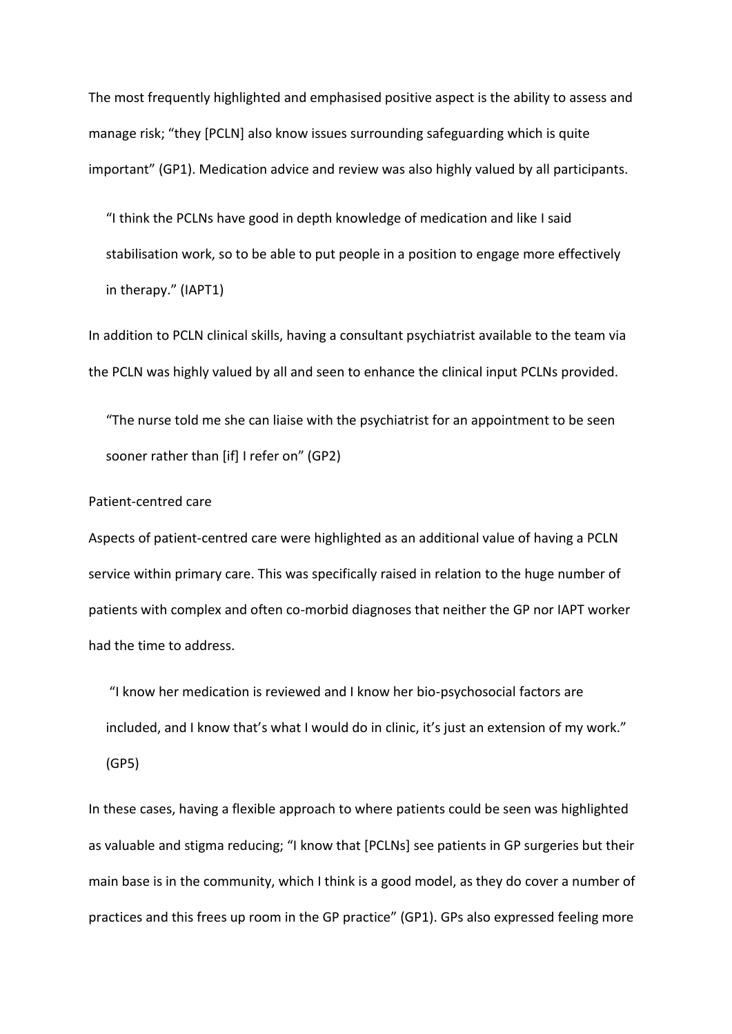The most frequently highlighted and emphasised positive aspect is the ability to assess and manage risk; "they [PCLN] also know issues surrounding safeguarding which is quite important" (GP1). Medication advice and review was also highly valued by all participants.

> "I think the PCLNs have good in depth knowledge of medication and like I said stabilisation work, so to be able to put people in a position to engage more effectively in therapy." (IAPT1)

In addition to PCLN clinical skills, having a consultant psychiatrist available to the team via the PCLN was highly valued by all and seen to enhance the clinical input PCLNs provided.

> "The nurse told me she can liaise with the psychiatrist for an appointment to be seen sooner rather than [if] I refer on" (GP2)

Patient-centred care

Aspects of patient-centred care were highlighted as an additional value of having a PCLN service within primary care. This was specifically raised in relation to the huge number of patients with complex and often co-morbid diagnoses that neither the GP nor IAPT worker had the time to address.

> "I know her medication is reviewed and I know her bio-psychosocial factors are included, and I know that's what I would do in clinic, it's just an extension of my work." (GP5)

In these cases, having a flexible approach to where patients could be seen was highlighted as valuable and stigma reducing; "I know that [PCLNs] see patients in GP surgeries but their main base is in the community, which I think is a good model, as they do cover a number of practices and this frees up room in the GP practice" (GP1). GPs also expressed feeling more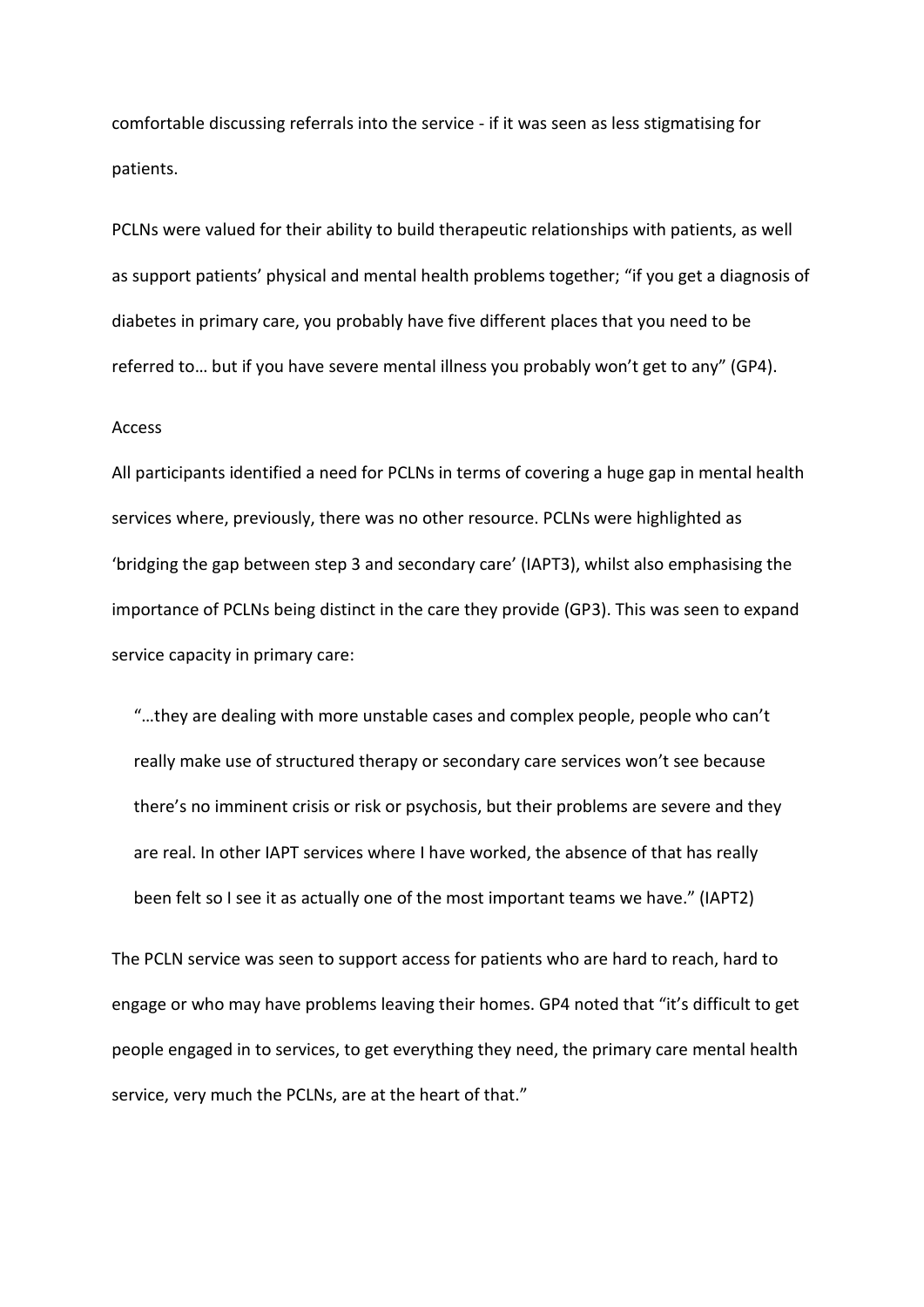comfortable discussing referrals into the service - if it was seen as less stigmatising for patients.

PCLNs were valued for their ability to build therapeutic relationships with patients, as well as support patients' physical and mental health problems together; "if you get a diagnosis of diabetes in primary care, you probably have five different places that you need to be referred to… but if you have severe mental illness you probably won't get to any" (GP4).

### Access

All participants identified a need for PCLNs in terms of covering a huge gap in mental health services where, previously, there was no other resource. PCLNs were highlighted as 'bridging the gap between step 3 and secondary care' (IAPT3), whilst also emphasising the importance of PCLNs being distinct in the care they provide (GP3). This was seen to expand service capacity in primary care:

> "…they are dealing with more unstable cases and complex people, people who can't really make use of structured therapy or secondary care services won't see because there's no imminent crisis or risk or psychosis, but their problems are severe and they are real. In other IAPT services where I have worked, the absence of that has really been felt so I see it as actually one of the most important teams we have." (IAPT2)

The PCLN service was seen to support access for patients who are hard to reach, hard to engage or who may have problems leaving their homes. GP4 noted that "it's difficult to get people engaged in to services, to get everything they need, the primary care mental health service, very much the PCLNs, are at the heart of that."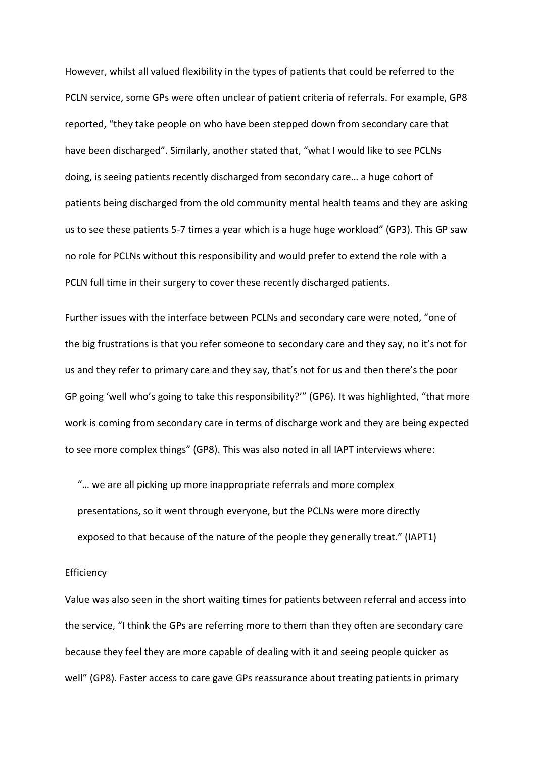However, whilst all valued flexibility in the types of patients that could be referred to the PCLN service, some GPs were often unclear of patient criteria of referrals. For example, GP8 reported, "they take people on who have been stepped down from secondary care that have been discharged". Similarly, another stated that, "what I would like to see PCLNs doing, is seeing patients recently discharged from secondary care… a huge cohort of patients being discharged from the old community mental health teams and they are asking us to see these patients 5-7 times a year which is a huge huge workload" (GP3). This GP saw no role for PCLNs without this responsibility and would prefer to extend the role with a PCLN full time in their surgery to cover these recently discharged patients.

Further issues with the interface between PCLNs and secondary care were noted, "one of the big frustrations is that you refer someone to secondary care and they say, no it's not for us and they refer to primary care and they say, that's not for us and then there's the poor GP going 'well who's going to take this responsibility?'" (GP6). It was highlighted, "that more work is coming from secondary care in terms of discharge work and they are being expected to see more complex things" (GP8). This was also noted in all IAPT interviews where:

> "… we are all picking up more inappropriate referrals and more complex presentations, so it went through everyone, but the PCLNs were more directly exposed to that because of the nature of the people they generally treat." (IAPT1)

### Efficiency

Value was also seen in the short waiting times for patients between referral and access into the service, "I think the GPs are referring more to them than they often are secondary care because they feel they are more capable of dealing with it and seeing people quicker as well" (GP8). Faster access to care gave GPs reassurance about treating patients in primary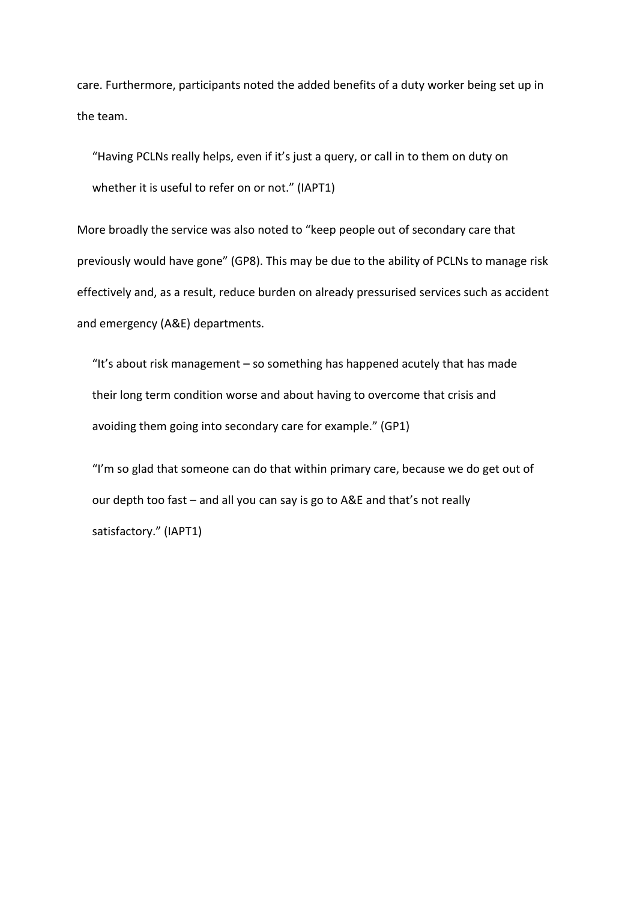care. Furthermore, participants noted the added benefits of a duty worker being set up in the team.

> "Having PCLNs really helps, even if it's just a query, or call in to them on duty on whether it is useful to refer on or not." (IAPT1)

More broadly the service was also noted to "keep people out of secondary care that previously would have gone" (GP8). This may be due to the ability of PCLNs to manage risk effectively and, as a result, reduce burden on already pressurised services such as accident and emergency (A&E) departments.

> "It's about risk management – so something has happened acutely that has made their long term condition worse and about having to overcome that crisis and avoiding them going into secondary care for example." (GP1)

> "I'm so glad that someone can do that within primary care, because we do get out of our depth too fast – and all you can say is go to A&E and that's not really satisfactory." (IAPT1)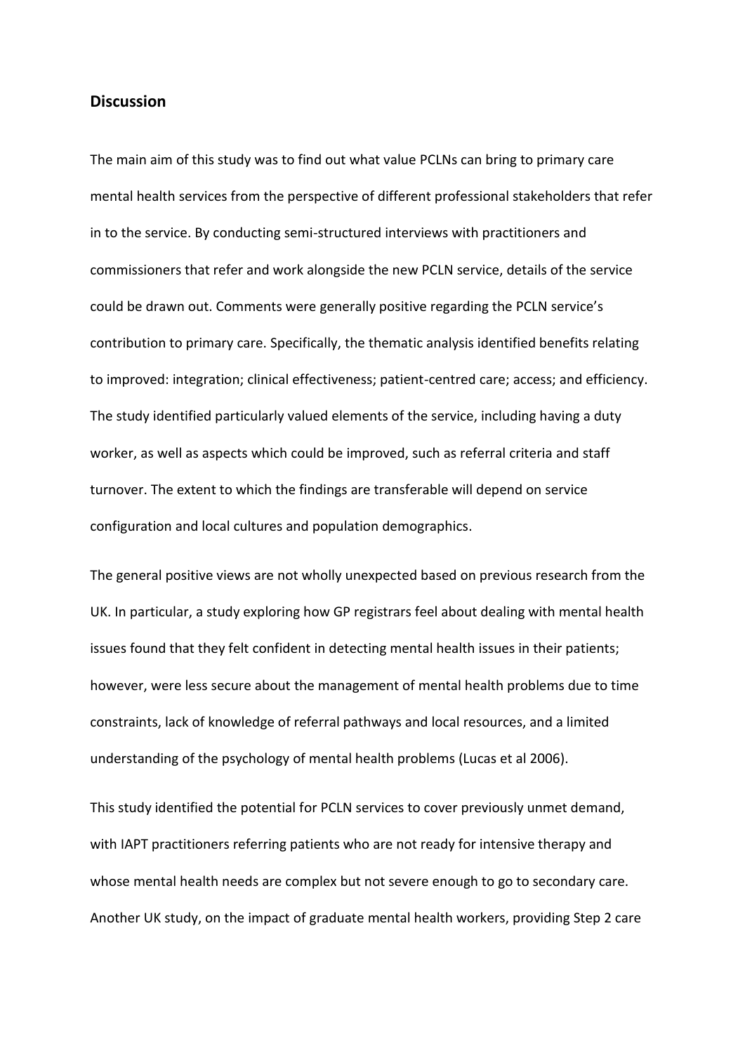## Discussion

The main aim of this study was to find out what value PCLNs can bring to primary care mental health services from the perspective of different professional stakeholders that refer in to the service. By conducting semi-structured interviews with practitioners and commissioners that refer and work alongside the new PCLN service, details of the service could be drawn out. Comments were generally positive regarding the PCLN service's contribution to primary care. Specifically, the thematic analysis identified benefits relating to improved: integration; clinical effectiveness; patient-centred care; access; and efficiency. The study identified particularly valued elements of the service, including having a duty worker, as well as aspects which could be improved, such as referral criteria and staff turnover. The extent to which the findings are transferable will depend on service configuration and local cultures and population demographics.

The general positive views are not wholly unexpected based on previous research from the UK. In particular, a study exploring how GP registrars feel about dealing with mental health issues found that they felt confident in detecting mental health issues in their patients; however, were less secure about the management of mental health problems due to time constraints, lack of knowledge of referral pathways and local resources, and a limited understanding of the psychology of mental health problems (Lucas et al 2006).

This study identified the potential for PCLN services to cover previously unmet demand, with IAPT practitioners referring patients who are not ready for intensive therapy and whose mental health needs are complex but not severe enough to go to secondary care. Another UK study, on the impact of graduate mental health workers, providing Step 2 care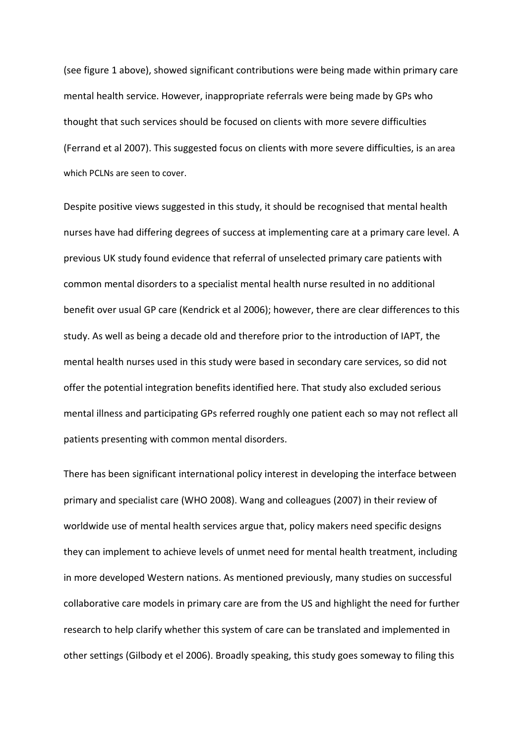(see figure 1 above), showed significant contributions were being made within primary care mental health service. However, inappropriate referrals were being made by GPs who thought that such services should be focused on clients with more severe difficulties (Ferrand et al 2007). This suggested focus on clients with more severe difficulties, is an area which PCLNs are seen to cover.

Despite positive views suggested in this study, it should be recognised that mental health nurses have had differing degrees of success at implementing care at a primary care level. A previous UK study found evidence that referral of unselected primary care patients with common mental disorders to a specialist mental health nurse resulted in no additional benefit over usual GP care (Kendrick et al 2006); however, there are clear differences to this study. As well as being a decade old and therefore prior to the introduction of IAPT, the mental health nurses used in this study were based in secondary care services, so did not offer the potential integration benefits identified here. That study also excluded serious mental illness and participating GPs referred roughly one patient each so may not reflect all patients presenting with common mental disorders.

There has been significant international policy interest in developing the interface between primary and specialist care (WHO 2008). Wang and colleagues (2007) in their review of worldwide use of mental health services argue that, policy makers need specific designs they can implement to achieve levels of unmet need for mental health treatment, including in more developed Western nations. As mentioned previously, many studies on successful collaborative care models in primary care are from the US and highlight the need for further research to help clarify whether this system of care can be translated and implemented in other settings (Gilbody et el 2006). Broadly speaking, this study goes someway to filing this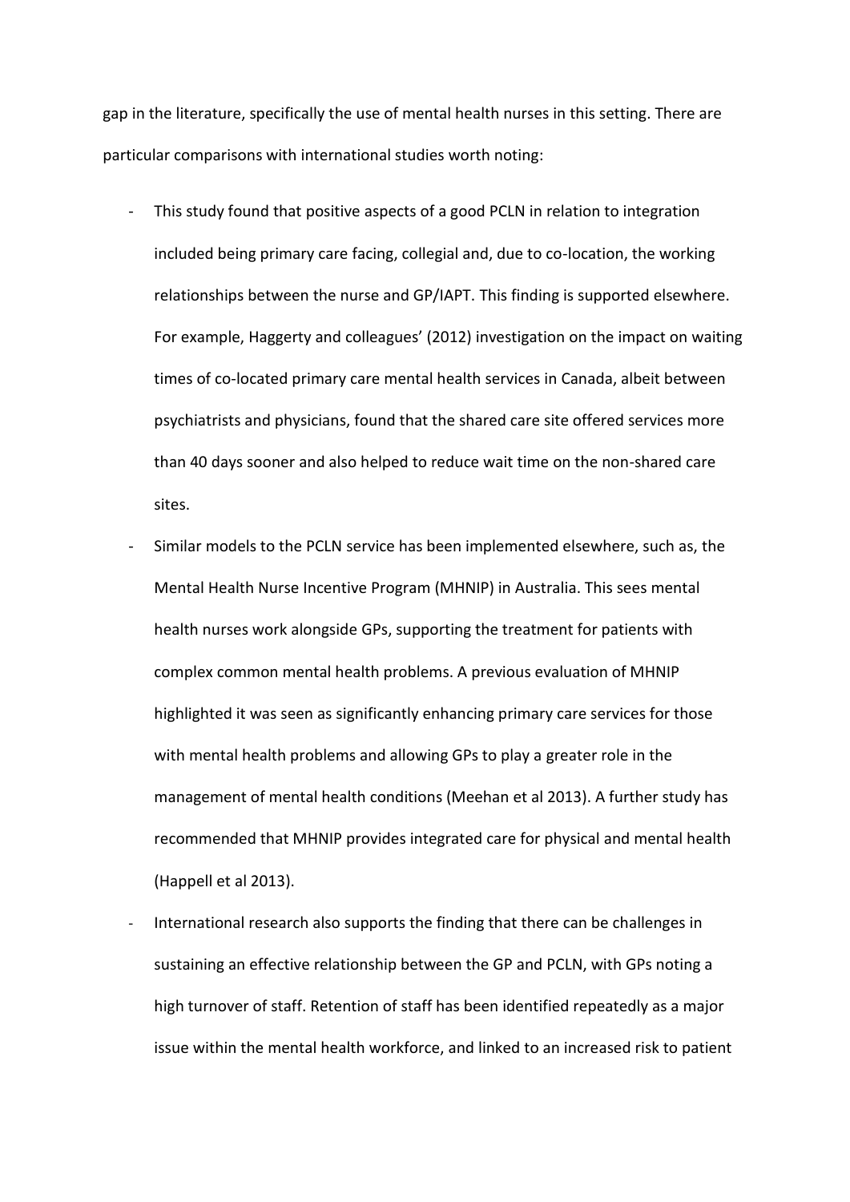gap in the literature, specifically the use of mental health nurses in this setting. There are particular comparisons with international studies worth noting:

- This study found that positive aspects of a good PCLN in relation to integration included being primary care facing, collegial and, due to co-location, the working relationships between the nurse and GP/IAPT. This finding is supported elsewhere. For example, Haggerty and colleagues' (2012) investigation on the impact on waiting times of co-located primary care mental health services in Canada, albeit between psychiatrists and physicians, found that the shared care site offered services more than 40 days sooner and also helped to reduce wait time on the non-shared care sites.
- Similar models to the PCLN service has been implemented elsewhere, such as, the Mental Health Nurse Incentive Program (MHNIP) in Australia. This sees mental health nurses work alongside GPs, supporting the treatment for patients with complex common mental health problems. A previous evaluation of MHNIP highlighted it was seen as significantly enhancing primary care services for those with mental health problems and allowing GPs to play a greater role in the management of mental health conditions (Meehan et al 2013). A further study has recommended that MHNIP provides integrated care for physical and mental health (Happell et al 2013).
- International research also supports the finding that there can be challenges in sustaining an effective relationship between the GP and PCLN, with GPs noting a high turnover of staff. Retention of staff has been identified repeatedly as a major issue within the mental health workforce, and linked to an increased risk to patient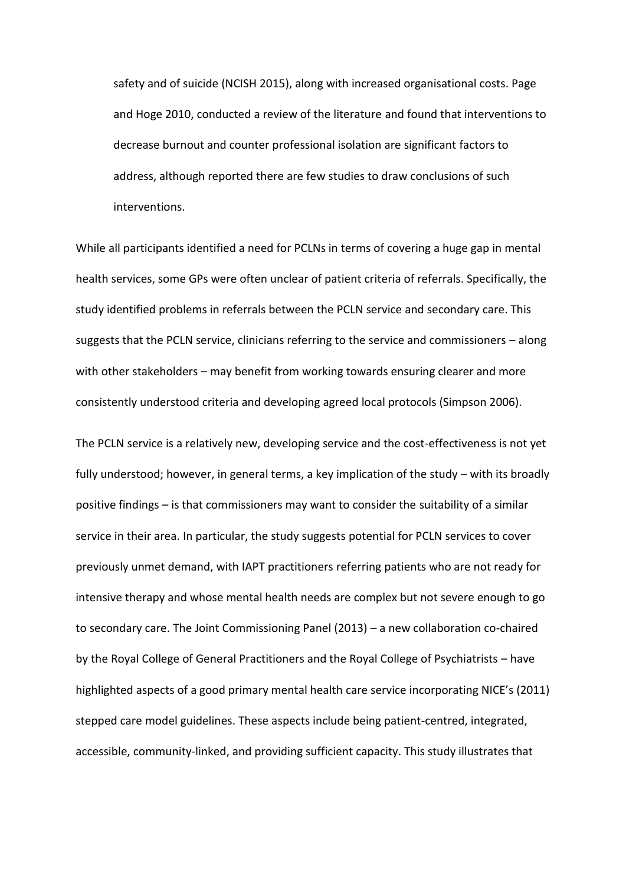safety and of suicide (NCISH 2015), along with increased organisational costs. Page and Hoge 2010, conducted a review of the literature and found that interventions to decrease burnout and counter professional isolation are significant factors to address, although reported there are few studies to draw conclusions of such interventions.

While all participants identified a need for PCLNs in terms of covering a huge gap in mental health services, some GPs were often unclear of patient criteria of referrals. Specifically, the study identified problems in referrals between the PCLN service and secondary care. This suggests that the PCLN service, clinicians referring to the service and commissioners – along with other stakeholders – may benefit from working towards ensuring clearer and more consistently understood criteria and developing agreed local protocols (Simpson 2006).

The PCLN service is a relatively new, developing service and the cost-effectiveness is not yet fully understood; however, in general terms, a key implication of the study – with its broadly positive findings – is that commissioners may want to consider the suitability of a similar service in their area. In particular, the study suggests potential for PCLN services to cover previously unmet demand, with IAPT practitioners referring patients who are not ready for intensive therapy and whose mental health needs are complex but not severe enough to go to secondary care. The Joint Commissioning Panel (2013) – a new collaboration co-chaired by the Royal College of General Practitioners and the Royal College of Psychiatrists – have highlighted aspects of a good primary mental health care service incorporating NICE's (2011) stepped care model guidelines. These aspects include being patient-centred, integrated, accessible, community-linked, and providing sufficient capacity. This study illustrates that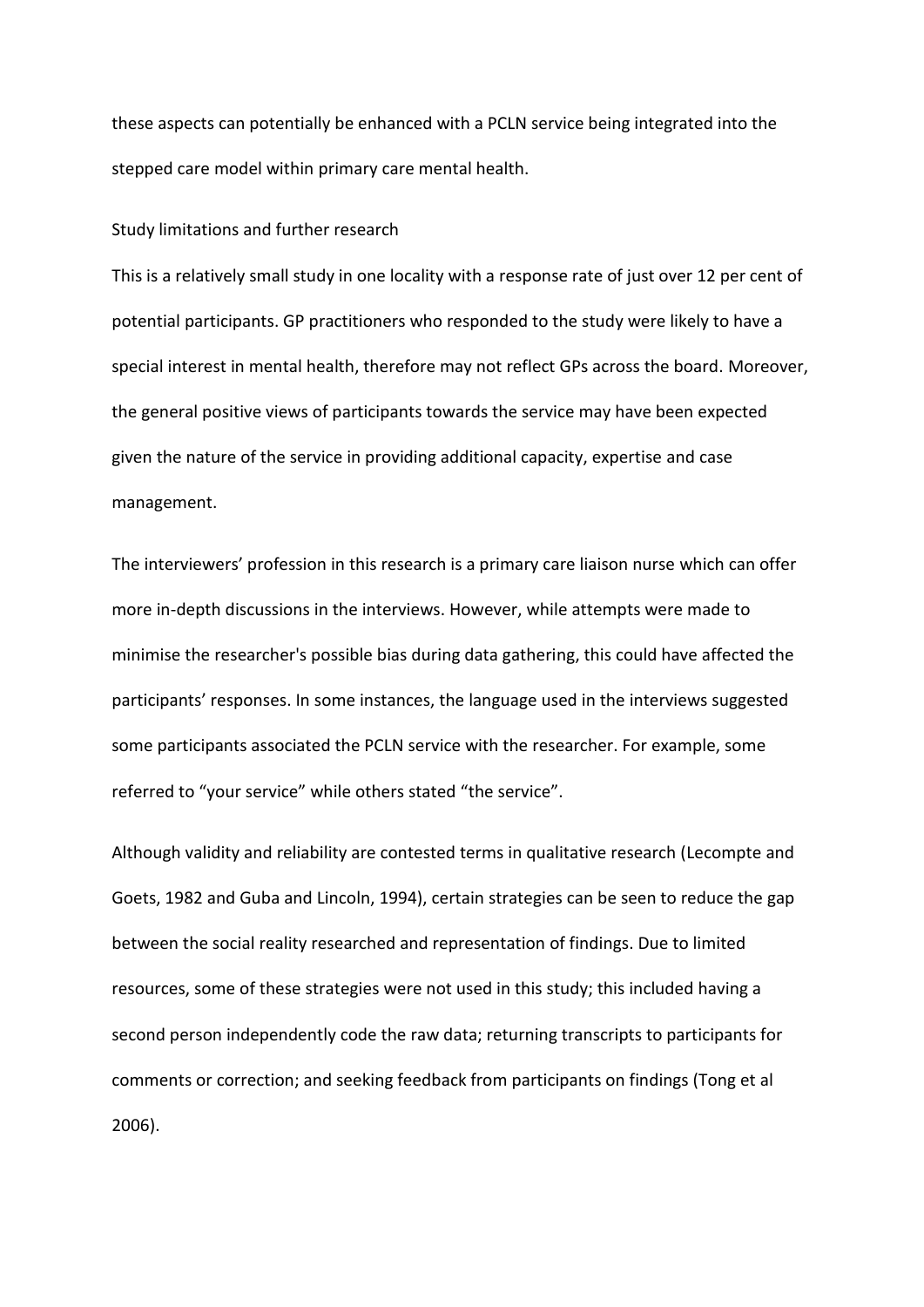these aspects can potentially be enhanced with a PCLN service being integrated into the stepped care model within primary care mental health.

## Study limitations and further research

This is a relatively small study in one locality with a response rate of just over 12 per cent of potential participants. GP practitioners who responded to the study were likely to have a special interest in mental health, therefore may not reflect GPs across the board. Moreover, the general positive views of participants towards the service may have been expected given the nature of the service in providing additional capacity, expertise and case management.

The interviewers' profession in this research is a primary care liaison nurse which can offer more in-depth discussions in the interviews. However, while attempts were made to minimise the researcher's possible bias during data gathering, this could have affected the participants' responses. In some instances, the language used in the interviews suggested some participants associated the PCLN service with the researcher. For example, some referred to "your service" while others stated "the service".

Although validity and reliability are contested terms in qualitative research (Lecompte and Goets, 1982 and Guba and Lincoln, 1994), certain strategies can be seen to reduce the gap between the social reality researched and representation of findings. Due to limited resources, some of these strategies were not used in this study; this included having a second person independently code the raw data; returning transcripts to participants for comments or correction; and seeking feedback from participants on findings (Tong et al 2006).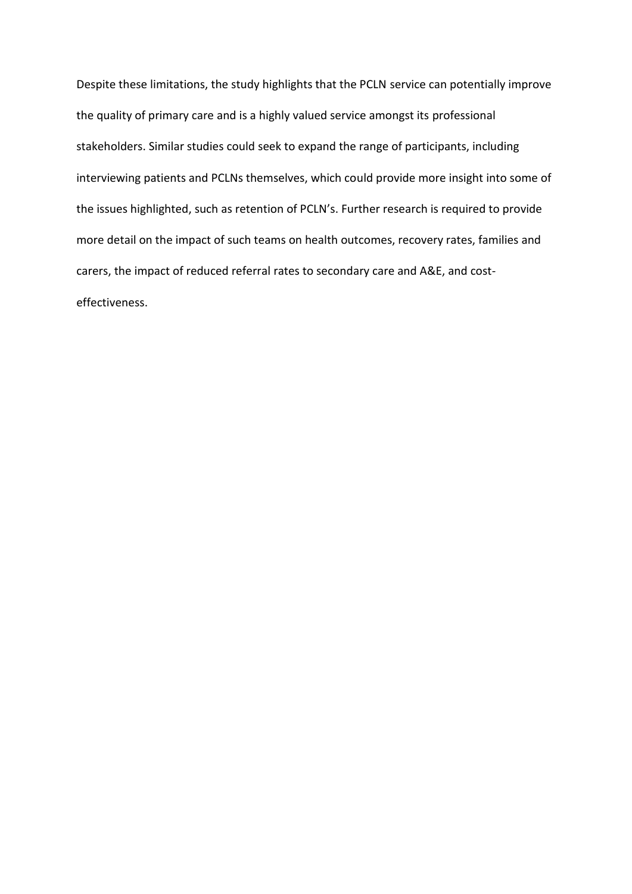Despite these limitations, the study highlights that the PCLN service can potentially improve the quality of primary care and is a highly valued service amongst its professional stakeholders. Similar studies could seek to expand the range of participants, including interviewing patients and PCLNs themselves, which could provide more insight into some of the issues highlighted, such as retention of PCLN's. Further research is required to provide more detail on the impact of such teams on health outcomes, recovery rates, families and carers, the impact of reduced referral rates to secondary care and A&E, and cost-effectiveness.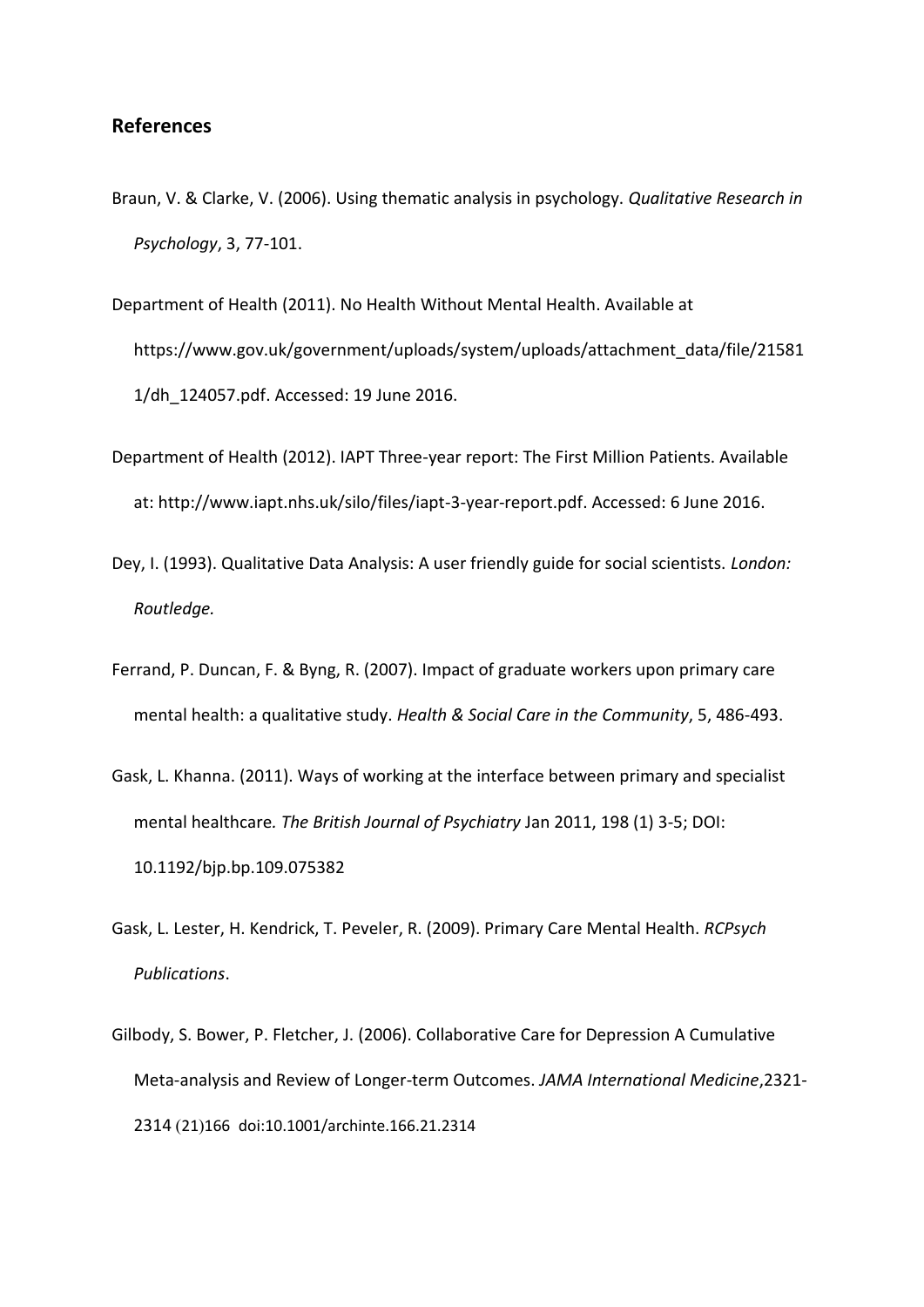## References

Braun, V. & Clarke, V. (2006). Using thematic analysis in psychology. *Qualitative Research in Psychology*, 3, 77-101.

Department of Health (2011). No Health Without Mental Health. Available at https://www.gov.uk/government/uploads/system/uploads/attachment_data/file/215811/dh_124057.pdf. Accessed: 19 June 2016.

Department of Health (2012). IAPT Three-year report: The First Million Patients. Available at: http://www.iapt.nhs.uk/silo/files/iapt-3-year-report.pdf. Accessed: 6 June 2016.

Dey, I. (1993). Qualitative Data Analysis: A user friendly guide for social scientists. *London: Routledge.*

Ferrand, P. Duncan, F. & Byng, R. (2007). Impact of graduate workers upon primary care mental health: a qualitative study. *Health & Social Care in the Community*, 5, 486-493.

Gask, L. Khanna. (2011). Ways of working at the interface between primary and specialist mental healthcare*. The British Journal of Psychiatry* Jan 2011, 198 (1) 3-5; DOI: 10.1192/bjp.bp.109.075382

Gask, L. Lester, H. Kendrick, T. Peveler, R. (2009). Primary Care Mental Health. *RCPsych Publications*.

Gilbody, S. Bower, P. Fletcher, J. (2006). Collaborative Care for Depression A Cumulative Meta-analysis and Review of Longer-term Outcomes. *JAMA International Medicine*,2321-2314 (21)166 doi:10.1001/archinte.166.21.2314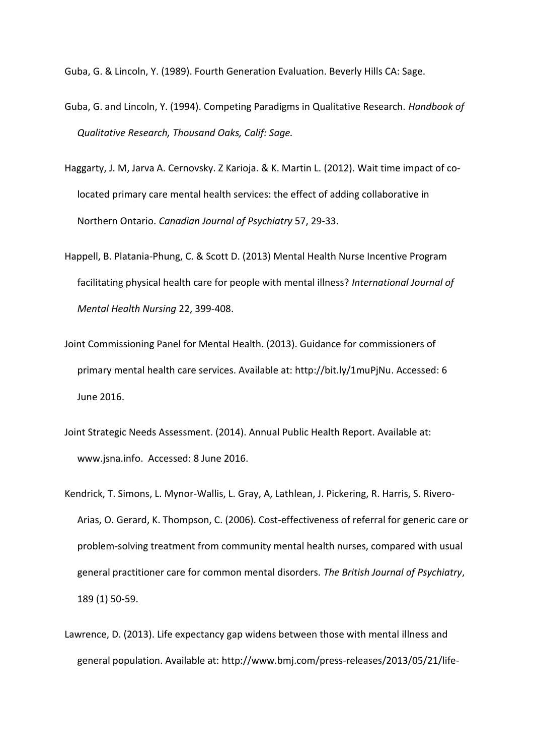Guba, G. & Lincoln, Y. (1989). Fourth Generation Evaluation. Beverly Hills CA: Sage.

Guba, G. and Lincoln, Y. (1994). Competing Paradigms in Qualitative Research. *Handbook of Qualitative Research, Thousand Oaks, Calif: Sage.*

Haggarty, J. M, Jarva A. Cernovsky. Z Karioja. & K. Martin L. (2012). Wait time impact of co-located primary care mental health services: the effect of adding collaborative in Northern Ontario. *Canadian Journal of Psychiatry* 57, 29-33.

Happell, B. Platania-Phung, C. & Scott D. (2013) Mental Health Nurse Incentive Program facilitating physical health care for people with mental illness? *International Journal of Mental Health Nursing* 22, 399-408.

Joint Commissioning Panel for Mental Health. (2013). Guidance for commissioners of primary mental health care services. Available at: http://bit.ly/1muPjNu. Accessed: 6 June 2016.

Joint Strategic Needs Assessment. (2014). Annual Public Health Report. Available at: www.jsna.info. Accessed: 8 June 2016.

Kendrick, T. Simons, L. Mynor-Wallis, L. Gray, A, Lathlean, J. Pickering, R. Harris, S. Rivero-Arias, O. Gerard, K. Thompson, C. (2006). Cost-effectiveness of referral for generic care or problem-solving treatment from community mental health nurses, compared with usual general practitioner care for common mental disorders. *The British Journal of Psychiatry*, 189 (1) 50-59.

Lawrence, D. (2013). Life expectancy gap widens between those with mental illness and general population. Available at: http://www.bmj.com/press-releases/2013/05/21/life-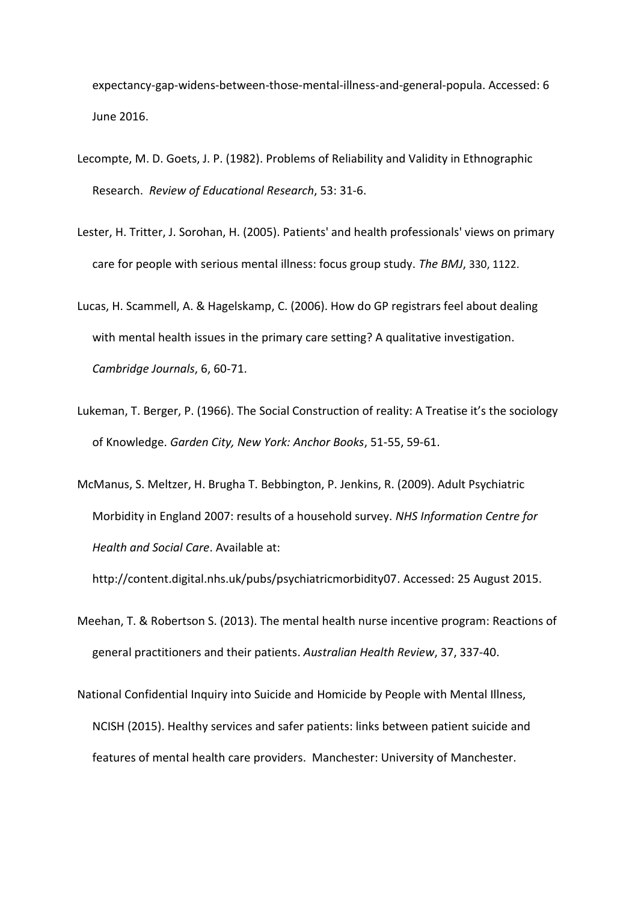expectancy-gap-widens-between-those-mental-illness-and-general-popula. Accessed: 6 June 2016.

Lecompte, M. D. Goets, J. P. (1982). Problems of Reliability and Validity in Ethnographic Research. *Review of Educational Research*, 53: 31-6.

Lester, H. Tritter, J. Sorohan, H. (2005). Patients' and health professionals' views on primary care for people with serious mental illness: focus group study. *The BMJ*, 330, 1122.

Lucas, H. Scammell, A. & Hagelskamp, C. (2006). How do GP registrars feel about dealing with mental health issues in the primary care setting? A qualitative investigation. *Cambridge Journals*, 6, 60-71.

Lukeman, T. Berger, P. (1966). The Social Construction of reality: A Treatise it's the sociology of Knowledge. *Garden City, New York: Anchor Books*, 51-55, 59-61.

McManus, S. Meltzer, H. Brugha T. Bebbington, P. Jenkins, R. (2009). Adult Psychiatric Morbidity in England 2007: results of a household survey. *NHS Information Centre for Health and Social Care*. Available at: http://content.digital.nhs.uk/pubs/psychiatricmorbidity07. Accessed: 25 August 2015.

Meehan, T. & Robertson S. (2013). The mental health nurse incentive program: Reactions of general practitioners and their patients. *Australian Health Review*, 37, 337-40.

National Confidential Inquiry into Suicide and Homicide by People with Mental Illness, NCISH (2015). Healthy services and safer patients: links between patient suicide and features of mental health care providers. Manchester: University of Manchester.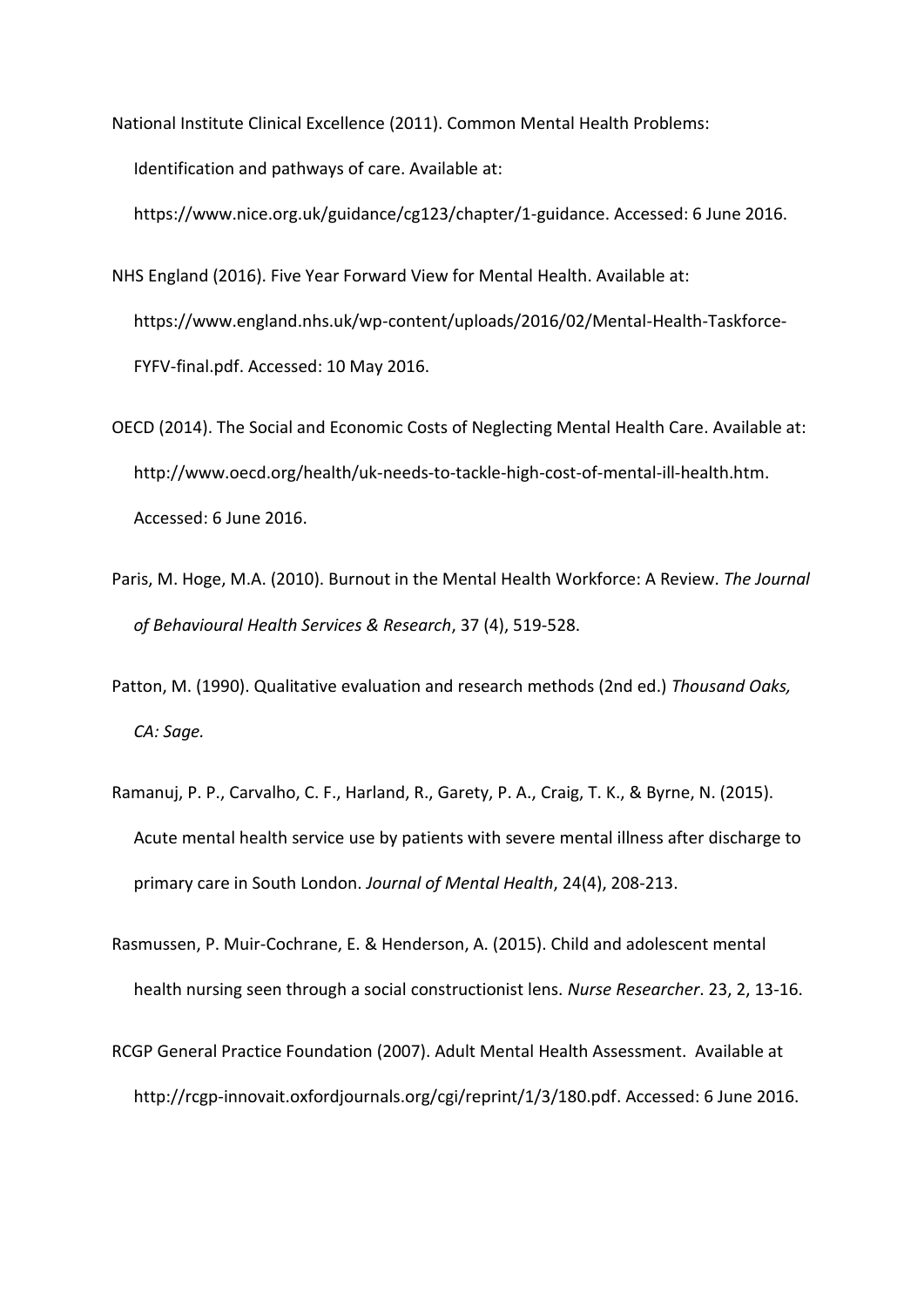National Institute Clinical Excellence (2011). Common Mental Health Problems: Identification and pathways of care. Available at: https://www.nice.org.uk/guidance/cg123/chapter/1-guidance. Accessed: 6 June 2016.

NHS England (2016). Five Year Forward View for Mental Health. Available at: https://www.england.nhs.uk/wp-content/uploads/2016/02/Mental-Health-Taskforce-FYFV-final.pdf. Accessed: 10 May 2016.

OECD (2014). The Social and Economic Costs of Neglecting Mental Health Care. Available at: http://www.oecd.org/health/uk-needs-to-tackle-high-cost-of-mental-ill-health.htm. Accessed: 6 June 2016.

Paris, M. Hoge, M.A. (2010). Burnout in the Mental Health Workforce: A Review. *The Journal of Behavioural Health Services & Research*, 37 (4), 519-528.

Patton, M. (1990). Qualitative evaluation and research methods (2nd ed.) *Thousand Oaks, CA: Sage.*

Ramanuj, P. P., Carvalho, C. F., Harland, R., Garety, P. A., Craig, T. K., & Byrne, N. (2015). Acute mental health service use by patients with severe mental illness after discharge to primary care in South London. *Journal of Mental Health*, 24(4), 208-213.

Rasmussen, P. Muir-Cochrane, E. & Henderson, A. (2015). Child and adolescent mental health nursing seen through a social constructionist lens. *Nurse Researcher*. 23, 2, 13-16.

RCGP General Practice Foundation (2007). Adult Mental Health Assessment. Available at http://rcgp-innovait.oxfordjournals.org/cgi/reprint/1/3/180.pdf. Accessed: 6 June 2016.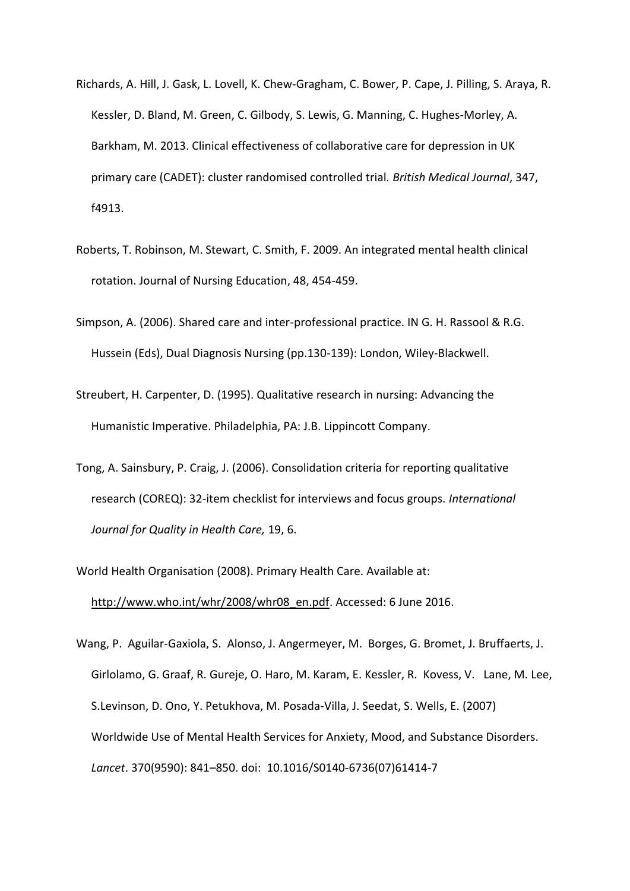Richards, A. Hill, J. Gask, L. Lovell, K. Chew-Gragham, C. Bower, P. Cape, J. Pilling, S. Araya, R. Kessler, D. Bland, M. Green, C. Gilbody, S. Lewis, G. Manning, C. Hughes-Morley, A. Barkham, M. 2013. Clinical effectiveness of collaborative care for depression in UK primary care (CADET): cluster randomised controlled trial*. British Medical Journal*, 347, f4913.

Roberts, T. Robinson, M. Stewart, C. Smith, F. 2009. An integrated mental health clinical rotation. Journal of Nursing Education, 48, 454-459.

Simpson, A. (2006). Shared care and inter-professional practice. IN G. H. Rassool & R.G. Hussein (Eds), Dual Diagnosis Nursing (pp.130-139): London, Wiley-Blackwell.

Streubert, H. Carpenter, D. (1995). Qualitative research in nursing: Advancing the Humanistic Imperative. Philadelphia, PA: J.B. Lippincott Company.

Tong, A. Sainsbury, P. Craig, J. (2006). Consolidation criteria for reporting qualitative research (COREQ): 32-item checklist for interviews and focus groups. *International Journal for Quality in Health Care,* 19, 6.

World Health Organisation (2008). Primary Health Care. Available at: http://www.who.int/whr/2008/whr08_en.pdf. Accessed: 6 June 2016.

Wang, P. Aguilar-Gaxiola, S. Alonso, J. Angermeyer, M. Borges, G. Bromet, J. Bruffaerts, J. Girlolamo, G. Graaf, R. Gureje, O. Haro, M. Karam, E. Kessler, R. Kovess, V. Lane, M. Lee, S.Levinson, D. Ono, Y. Petukhova, M. Posada-Villa, J. Seedat, S. Wells, E. (2007) Worldwide Use of Mental Health Services for Anxiety, Mood, and Substance Disorders. *Lancet*. 370(9590): 841–850. doi: 10.1016/S0140-6736(07)61414-7